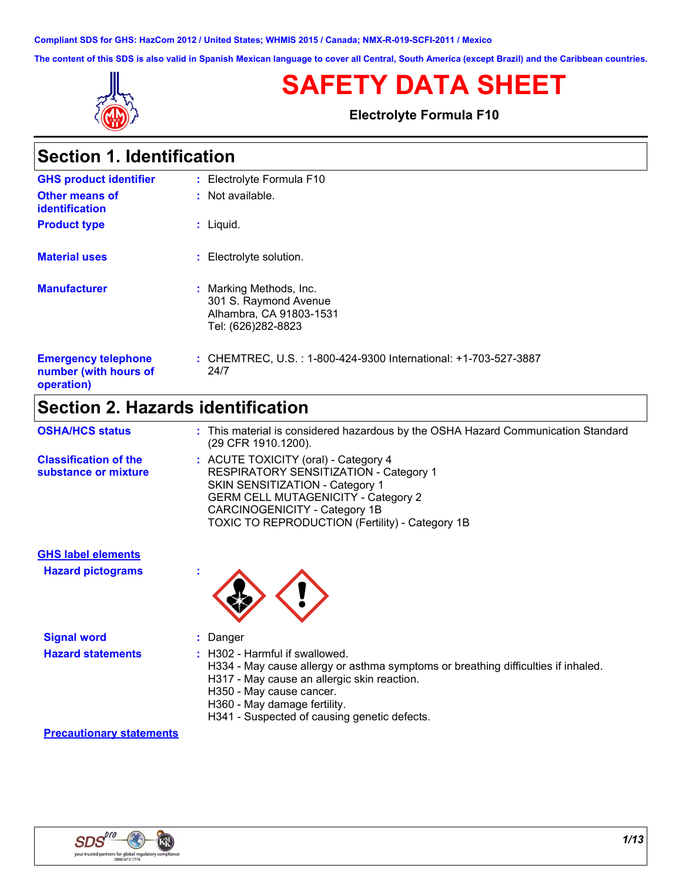Compliant SDS for GHS: HazCom 2012 / United States; WHMIS 2015 / Canada; NMX-R-019-SCFI-2011 / Mexico

The content of this SDS is also valid in Spanish Mexican language to cover all Central, South America (except Brazil) and the Caribbean countries.

# SAFETY DATA SHEET

**Electrolyte Formula F10**

## Section 1. Identification

**GHS product identifier** : Electrolyte Formula F10

**Other means of identification** : Not available.

**Product type** : Liquid.

**Material uses** : Electrolyte solution.

**Manufacturer** : Marking Methods, Inc.
301 S. Raymond Avenue
Alhambra, CA 91803-1531
Tel: (626)282-8823

**Emergency telephone number (with hours of operation)** : CHEMTREC, U.S. : 1-800-424-9300 International: +1-703-527-3887
24/7

## Section 2. Hazards identification

**OSHA/HCS status** : This material is considered hazardous by the OSHA Hazard Communication Standard (29 CFR 1910.1200).

**Classification of the substance or mixture** : ACUTE TOXICITY (oral) - Category 4
RESPIRATORY SENSITIZATION - Category 1
SKIN SENSITIZATION - Category 1
GERM CELL MUTAGENICITY - Category 2
CARCINOGENICITY - Category 1B
TOXIC TO REPRODUCTION (Fertility) - Category 1B

**GHS label elements**

**Hazard pictograms** :

**Signal word** : Danger

**Hazard statements** : H302 - Harmful if swallowed.
H334 - May cause allergy or asthma symptoms or breathing difficulties if inhaled.
H317 - May cause an allergic skin reaction.
H350 - May cause cancer.
H360 - May damage fertility.
H341 - Suspected of causing genetic defects.

**Precautionary statements**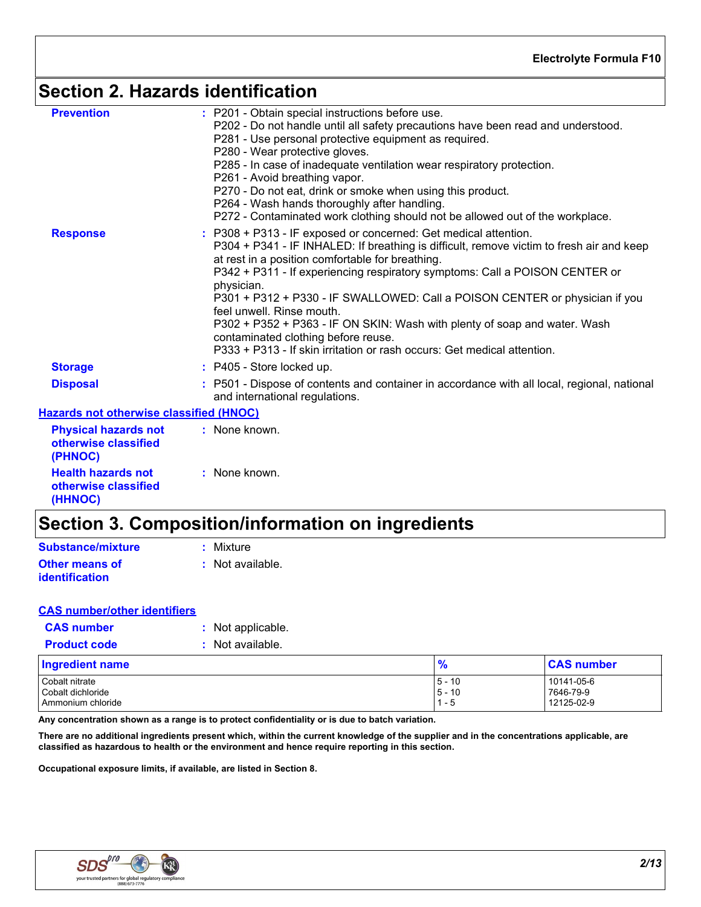## Section 2. Hazards identification

**Prevention** : P201 - Obtain special instructions before use.
P202 - Do not handle until all safety precautions have been read and understood.
P281 - Use personal protective equipment as required.
P280 - Wear protective gloves.
P285 - In case of inadequate ventilation wear respiratory protection.
P261 - Avoid breathing vapor.
P270 - Do not eat, drink or smoke when using this product.
P264 - Wash hands thoroughly after handling.
P272 - Contaminated work clothing should not be allowed out of the workplace.

**Response** : P308 + P313 - IF exposed or concerned: Get medical attention.
P304 + P341 - IF INHALED: If breathing is difficult, remove victim to fresh air and keep at rest in a position comfortable for breathing.
P342 + P311 - If experiencing respiratory symptoms: Call a POISON CENTER or physician.
P301 + P312 + P330 - IF SWALLOWED: Call a POISON CENTER or physician if you feel unwell. Rinse mouth.
P302 + P352 + P363 - IF ON SKIN: Wash with plenty of soap and water. Wash contaminated clothing before reuse.
P333 + P313 - If skin irritation or rash occurs: Get medical attention.

**Storage** : P405 - Store locked up.

**Disposal** : P501 - Dispose of contents and container in accordance with all local, regional, national and international regulations.

**Hazards not otherwise classified (HNOC)**

**Physical hazards not otherwise classified (PHNOC)** : None known.

**Health hazards not otherwise classified (HHNOC)** : None known.

## Section 3. Composition/information on ingredients

**Substance/mixture** : Mixture

**Other means of identification** : Not available.

**CAS number/other identifiers**

**CAS number** : Not applicable.

**Product code** : Not available.

| Ingredient name | % | CAS number |
|---|---|---|
| Cobalt nitrate | 5 - 10 | 10141-05-6 |
| Cobalt dichloride | 5 - 10 | 7646-79-9 |
| Ammonium chloride | 1 - 5 | 12125-02-9 |

**Any concentration shown as a range is to protect confidentiality or is due to batch variation.**

**There are no additional ingredients present which, within the current knowledge of the supplier and in the concentrations applicable, are classified as hazardous to health or the environment and hence require reporting in this section.**

**Occupational exposure limits, if available, are listed in Section 8.**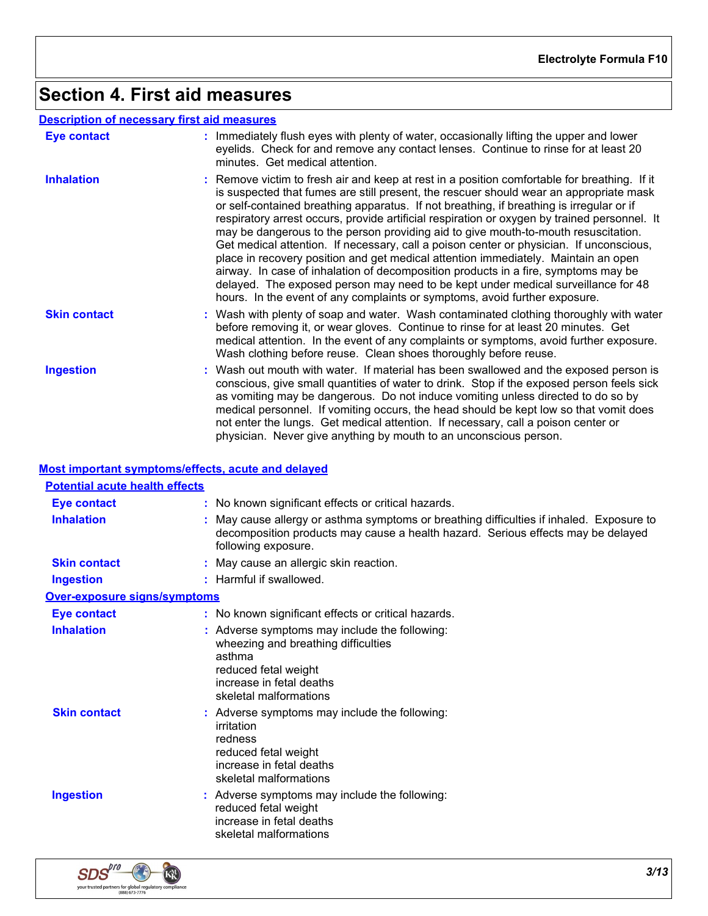# Section 4. First aid measures

## Description of necessary first aid measures

**Eye contact** : Immediately flush eyes with plenty of water, occasionally lifting the upper and lower eyelids. Check for and remove any contact lenses. Continue to rinse for at least 20 minutes. Get medical attention.

**Inhalation** : Remove victim to fresh air and keep at rest in a position comfortable for breathing. If it is suspected that fumes are still present, the rescuer should wear an appropriate mask or self-contained breathing apparatus. If not breathing, if breathing is irregular or if respiratory arrest occurs, provide artificial respiration or oxygen by trained personnel. It may be dangerous to the person providing aid to give mouth-to-mouth resuscitation. Get medical attention. If necessary, call a poison center or physician. If unconscious, place in recovery position and get medical attention immediately. Maintain an open airway. In case of inhalation of decomposition products in a fire, symptoms may be delayed. The exposed person may need to be kept under medical surveillance for 48 hours. In the event of any complaints or symptoms, avoid further exposure.

**Skin contact** : Wash with plenty of soap and water. Wash contaminated clothing thoroughly with water before removing it, or wear gloves. Continue to rinse for at least 20 minutes. Get medical attention. In the event of any complaints or symptoms, avoid further exposure. Wash clothing before reuse. Clean shoes thoroughly before reuse.

**Ingestion** : Wash out mouth with water. If material has been swallowed and the exposed person is conscious, give small quantities of water to drink. Stop if the exposed person feels sick as vomiting may be dangerous. Do not induce vomiting unless directed to do so by medical personnel. If vomiting occurs, the head should be kept low so that vomit does not enter the lungs. Get medical attention. If necessary, call a poison center or physician. Never give anything by mouth to an unconscious person.

## Most important symptoms/effects, acute and delayed

### Potential acute health effects

**Eye contact** : No known significant effects or critical hazards.

**Inhalation** : May cause allergy or asthma symptoms or breathing difficulties if inhaled. Exposure to decomposition products may cause a health hazard. Serious effects may be delayed following exposure.

**Skin contact** : May cause an allergic skin reaction.

**Ingestion** : Harmful if swallowed.

### Over-exposure signs/symptoms

**Eye contact** : No known significant effects or critical hazards.

**Inhalation** : Adverse symptoms may include the following:
wheezing and breathing difficulties
asthma
reduced fetal weight
increase in fetal deaths
skeletal malformations

**Skin contact** : Adverse symptoms may include the following:
irritation
redness
reduced fetal weight
increase in fetal deaths
skeletal malformations

**Ingestion** : Adverse symptoms may include the following:
reduced fetal weight
increase in fetal deaths
skeletal malformations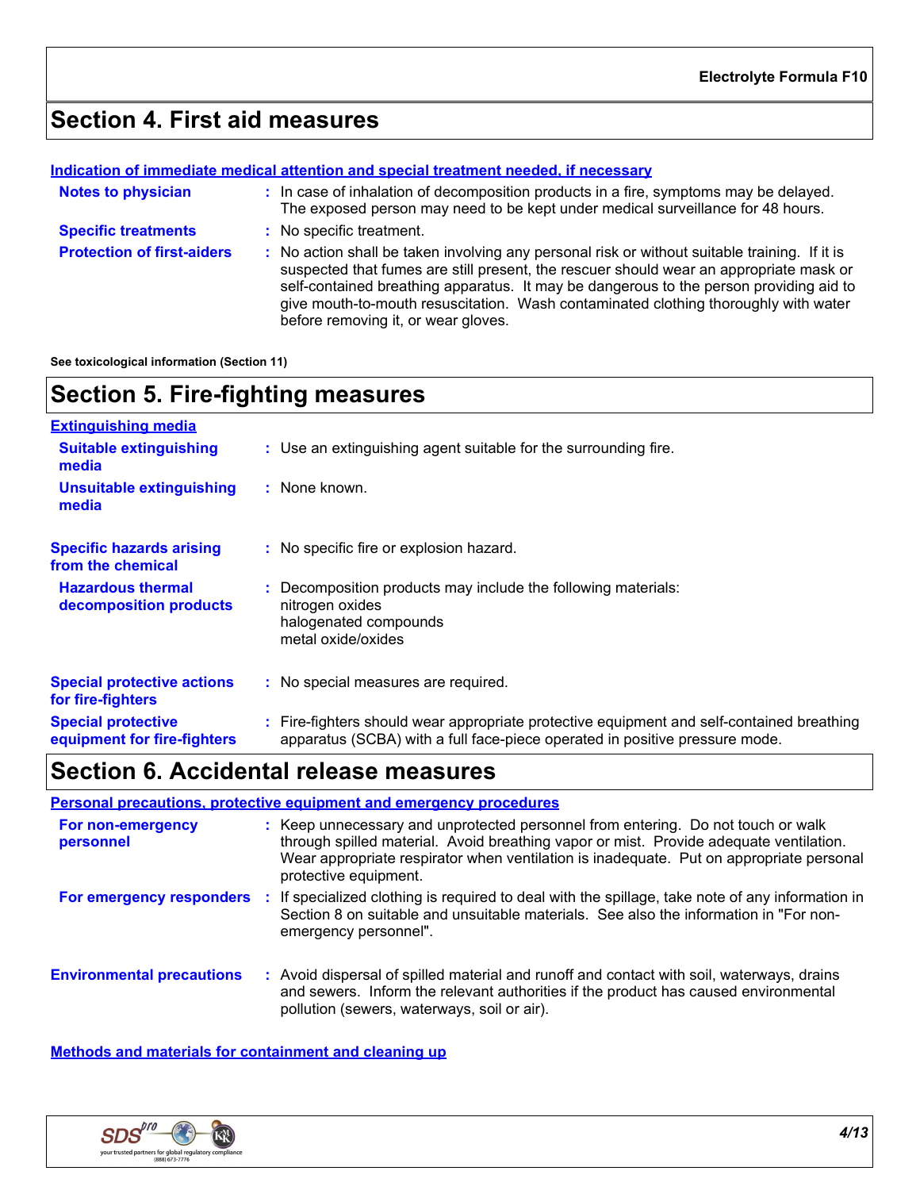## Section 4. First aid measures

**Indication of immediate medical attention and special treatment needed, if necessary**

**Notes to physician** : In case of inhalation of decomposition products in a fire, symptoms may be delayed. The exposed person may need to be kept under medical surveillance for 48 hours.

**Specific treatments** : No specific treatment.

**Protection of first-aiders** : No action shall be taken involving any personal risk or without suitable training. If it is suspected that fumes are still present, the rescuer should wear an appropriate mask or self-contained breathing apparatus. It may be dangerous to the person providing aid to give mouth-to-mouth resuscitation. Wash contaminated clothing thoroughly with water before removing it, or wear gloves.

**See toxicological information (Section 11)**

## Section 5. Fire-fighting measures

**Extinguishing media**

**Suitable extinguishing media** : Use an extinguishing agent suitable for the surrounding fire.

**Unsuitable extinguishing media** : None known.

**Specific hazards arising from the chemical** : No specific fire or explosion hazard.

**Hazardous thermal decomposition products** : Decomposition products may include the following materials:
nitrogen oxides
halogenated compounds
metal oxide/oxides

**Special protective actions for fire-fighters** : No special measures are required.

**Special protective equipment for fire-fighters** : Fire-fighters should wear appropriate protective equipment and self-contained breathing apparatus (SCBA) with a full face-piece operated in positive pressure mode.

## Section 6. Accidental release measures

**Personal precautions, protective equipment and emergency procedures**

**For non-emergency personnel** : Keep unnecessary and unprotected personnel from entering. Do not touch or walk through spilled material. Avoid breathing vapor or mist. Provide adequate ventilation. Wear appropriate respirator when ventilation is inadequate. Put on appropriate personal protective equipment.

**For emergency responders** : If specialized clothing is required to deal with the spillage, take note of any information in Section 8 on suitable and unsuitable materials. See also the information in "For non-emergency personnel".

**Environmental precautions** : Avoid dispersal of spilled material and runoff and contact with soil, waterways, drains and sewers. Inform the relevant authorities if the product has caused environmental pollution (sewers, waterways, soil or air).

**Methods and materials for containment and cleaning up**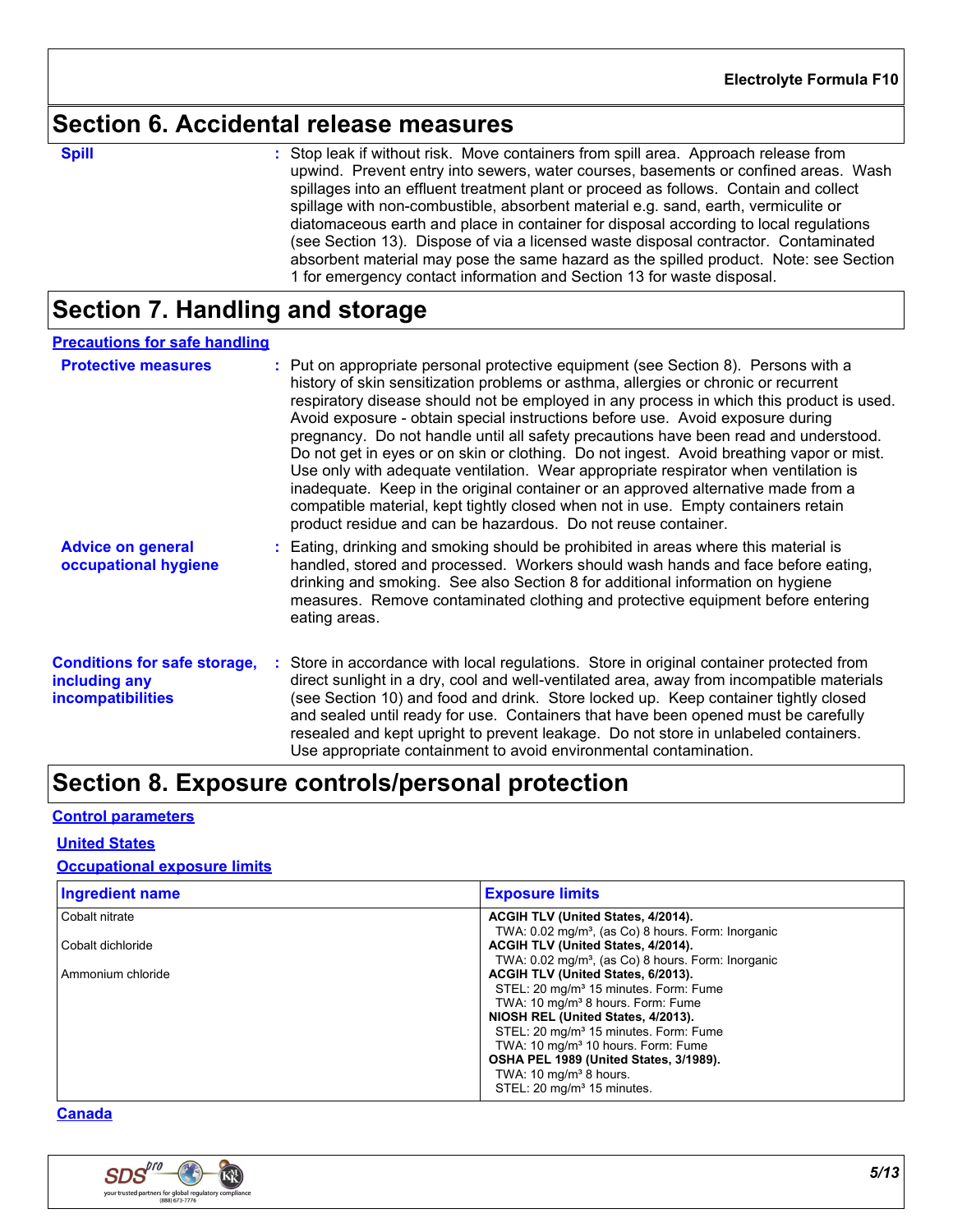## Section 6. Accidental release measures

**Spill** : Stop leak if without risk. Move containers from spill area. Approach release from upwind. Prevent entry into sewers, water courses, basements or confined areas. Wash spillages into an effluent treatment plant or proceed as follows. Contain and collect spillage with non-combustible, absorbent material e.g. sand, earth, vermiculite or diatomaceous earth and place in container for disposal according to local regulations (see Section 13). Dispose of via a licensed waste disposal contractor. Contaminated absorbent material may pose the same hazard as the spilled product. Note: see Section 1 for emergency contact information and Section 13 for waste disposal.

## Section 7. Handling and storage

### Precautions for safe handling

**Protective measures** : Put on appropriate personal protective equipment (see Section 8). Persons with a history of skin sensitization problems or asthma, allergies or chronic or recurrent respiratory disease should not be employed in any process in which this product is used. Avoid exposure - obtain special instructions before use. Avoid exposure during pregnancy. Do not handle until all safety precautions have been read and understood. Do not get in eyes or on skin or clothing. Do not ingest. Avoid breathing vapor or mist. Use only with adequate ventilation. Wear appropriate respirator when ventilation is inadequate. Keep in the original container or an approved alternative made from a compatible material, kept tightly closed when not in use. Empty containers retain product residue and can be hazardous. Do not reuse container.

**Advice on general occupational hygiene** : Eating, drinking and smoking should be prohibited in areas where this material is handled, stored and processed. Workers should wash hands and face before eating, drinking and smoking. See also Section 8 for additional information on hygiene measures. Remove contaminated clothing and protective equipment before entering eating areas.

**Conditions for safe storage, including any incompatibilities** : Store in accordance with local regulations. Store in original container protected from direct sunlight in a dry, cool and well-ventilated area, away from incompatible materials (see Section 10) and food and drink. Store locked up. Keep container tightly closed and sealed until ready for use. Containers that have been opened must be carefully resealed and kept upright to prevent leakage. Do not store in unlabeled containers. Use appropriate containment to avoid environmental contamination.

## Section 8. Exposure controls/personal protection

### Control parameters

#### United States

#### Occupational exposure limits

| Ingredient name | Exposure limits |
| --- | --- |
| Cobalt nitrate | **ACGIH TLV (United States, 4/2014).**<br>TWA: 0.02 mg/m³, (as Co) 8 hours. Form: Inorganic |
| Cobalt dichloride | **ACGIH TLV (United States, 4/2014).**<br>TWA: 0.02 mg/m³, (as Co) 8 hours. Form: Inorganic |
| Ammonium chloride | **ACGIH TLV (United States, 6/2013).**<br>STEL: 20 mg/m³ 15 minutes. Form: Fume<br>TWA: 10 mg/m³ 8 hours. Form: Fume<br>**NIOSH REL (United States, 4/2013).**<br>STEL: 20 mg/m³ 15 minutes. Form: Fume<br>TWA: 10 mg/m³ 10 hours. Form: Fume<br>**OSHA PEL 1989 (United States, 3/1989).**<br>TWA: 10 mg/m³ 8 hours.<br>STEL: 20 mg/m³ 15 minutes. |

#### Canada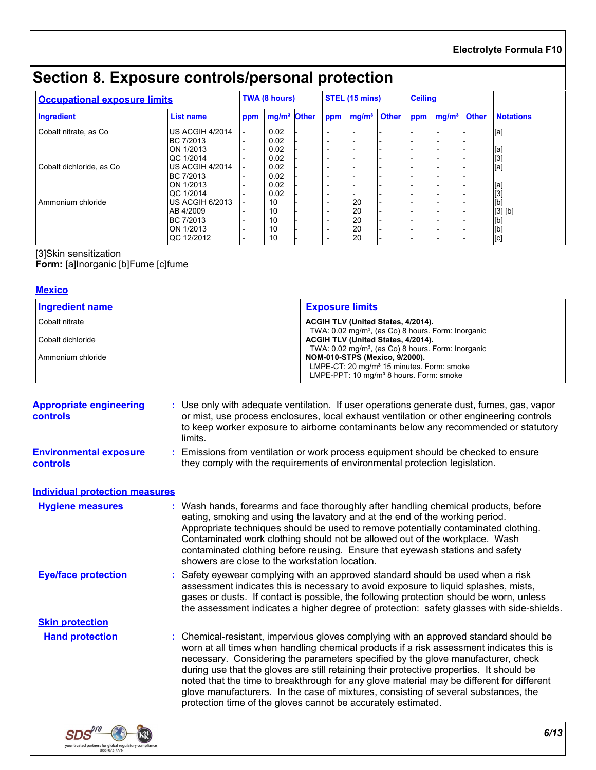# Section 8. Exposure controls/personal protection

| Occupational exposure limits | | TWA (8 hours) | | | STEL (15 mins) | | | Ceiling | | | |
|---|---|---|---|---|---|---|---|---|---|---|---|
| Ingredient | List name | ppm | mg/m³ | Other | ppm | mg/m³ | Other | ppm | mg/m³ | Other | Notations |
| Cobalt nitrate, as Co | US ACGIH 4/2014 | - | 0.02 | - | - | - | - | - | - | - | [a] |
| | BC 7/2013 | - | 0.02 | - | - | - | - | - | - | - | |
| | ON 1/2013 | - | 0.02 | - | - | - | - | - | - | - | [a] |
| | QC 1/2014 | - | 0.02 | - | - | - | - | - | - | - | [3] |
| Cobalt dichloride, as Co | US ACGIH 4/2014 | - | 0.02 | - | - | - | - | - | - | - | [a] |
| | BC 7/2013 | - | 0.02 | - | - | - | - | - | - | - | |
| | ON 1/2013 | - | 0.02 | - | - | - | - | - | - | - | [a] |
| | QC 1/2014 | - | 0.02 | - | - | - | - | - | - | - | [3] |
| Ammonium chloride | US ACGIH 6/2013 | - | 10 | - | - | 20 | - | - | - | - | [b] |
| | AB 4/2009 | - | 10 | - | - | 20 | - | - | - | - | [3] [b] |
| | BC 7/2013 | - | 10 | - | - | 20 | - | - | - | - | [b] |
| | ON 1/2013 | - | 10 | - | - | 20 | - | - | - | - | [b] |
| | QC 12/2012 | - | 10 | - | - | 20 | - | - | - | - | [c] |

[3]Skin sensitization
**Form:** [a]Inorganic [b]Fume [c]fume

### Mexico

| Ingredient name | Exposure limits |
|---|---|
| Cobalt nitrate | **ACGIH TLV (United States, 4/2014).** TWA: 0.02 mg/m³, (as Co) 8 hours. Form: Inorganic |
| Cobalt dichloride | **ACGIH TLV (United States, 4/2014).** TWA: 0.02 mg/m³, (as Co) 8 hours. Form: Inorganic |
| Ammonium chloride | **NOM-010-STPS (Mexico, 9/2000).** LMPE-CT: 20 mg/m³ 15 minutes. Form: smoke LMPE-PPT: 10 mg/m³ 8 hours. Form: smoke |

**Appropriate engineering controls** : Use only with adequate ventilation. If user operations generate dust, fumes, gas, vapor or mist, use process enclosures, local exhaust ventilation or other engineering controls to keep worker exposure to airborne contaminants below any recommended or statutory limits.

**Environmental exposure controls** : Emissions from ventilation or work process equipment should be checked to ensure they comply with the requirements of environmental protection legislation.

### Individual protection measures

**Hygiene measures** : Wash hands, forearms and face thoroughly after handling chemical products, before eating, smoking and using the lavatory and at the end of the working period. Appropriate techniques should be used to remove potentially contaminated clothing. Contaminated work clothing should not be allowed out of the workplace. Wash contaminated clothing before reusing. Ensure that eyewash stations and safety showers are close to the workstation location.

**Eye/face protection** : Safety eyewear complying with an approved standard should be used when a risk assessment indicates this is necessary to avoid exposure to liquid splashes, mists, gases or dusts. If contact is possible, the following protection should be worn, unless the assessment indicates a higher degree of protection: safety glasses with side-shields.

#### Skin protection

**Hand protection** : Chemical-resistant, impervious gloves complying with an approved standard should be worn at all times when handling chemical products if a risk assessment indicates this is necessary. Considering the parameters specified by the glove manufacturer, check during use that the gloves are still retaining their protective properties. It should be noted that the time to breakthrough for any glove material may be different for different glove manufacturers. In the case of mixtures, consisting of several substances, the protection time of the gloves cannot be accurately estimated.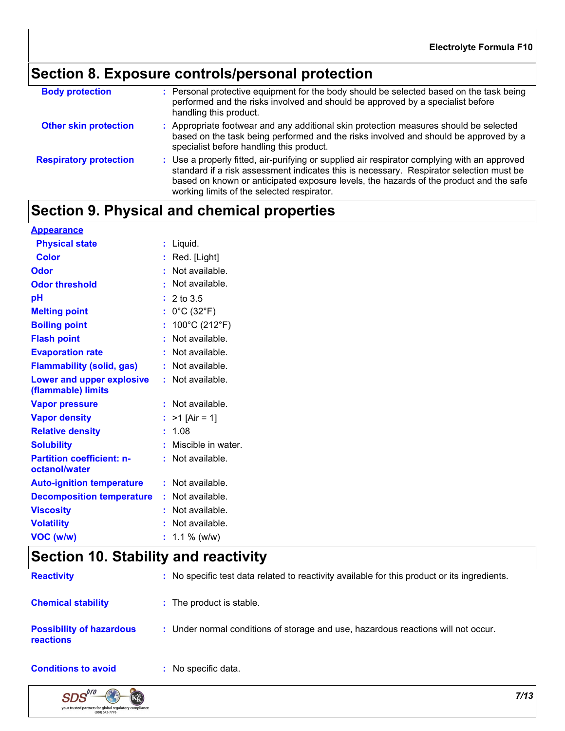## Section 8. Exposure controls/personal protection

| | |
|---|---|
| **Body protection** | : Personal protective equipment for the body should be selected based on the task being performed and the risks involved and should be approved by a specialist before handling this product. |
| **Other skin protection** | : Appropriate footwear and any additional skin protection measures should be selected based on the task being performed and the risks involved and should be approved by a specialist before handling this product. |
| **Respiratory protection** | : Use a properly fitted, air-purifying or supplied air respirator complying with an approved standard if a risk assessment indicates this is necessary. Respirator selection must be based on known or anticipated exposure levels, the hazards of the product and the safe working limits of the selected respirator. |

## Section 9. Physical and chemical properties

**Appearance**

| | |
|---|---|
| **Physical state** | : Liquid. |
| **Color** | : Red. [Light] |
| **Odor** | : Not available. |
| **Odor threshold** | : Not available. |
| **pH** | : 2 to 3.5 |
| **Melting point** | : 0°C (32°F) |
| **Boiling point** | : 100°C (212°F) |
| **Flash point** | : Not available. |
| **Evaporation rate** | : Not available. |
| **Flammability (solid, gas)** | : Not available. |
| **Lower and upper explosive (flammable) limits** | : Not available. |
| **Vapor pressure** | : Not available. |
| **Vapor density** | : >1 [Air = 1] |
| **Relative density** | : 1.08 |
| **Solubility** | : Miscible in water. |
| **Partition coefficient: n-octanol/water** | : Not available. |
| **Auto-ignition temperature** | : Not available. |
| **Decomposition temperature** | : Not available. |
| **Viscosity** | : Not available. |
| **Volatility** | : Not available. |
| **VOC (w/w)** | : 1.1 % (w/w) |

## Section 10. Stability and reactivity

| | |
|---|---|
| **Reactivity** | : No specific test data related to reactivity available for this product or its ingredients. |
| **Chemical stability** | : The product is stable. |
| **Possibility of hazardous reactions** | : Under normal conditions of storage and use, hazardous reactions will not occur. |
| **Conditions to avoid** | : No specific data. |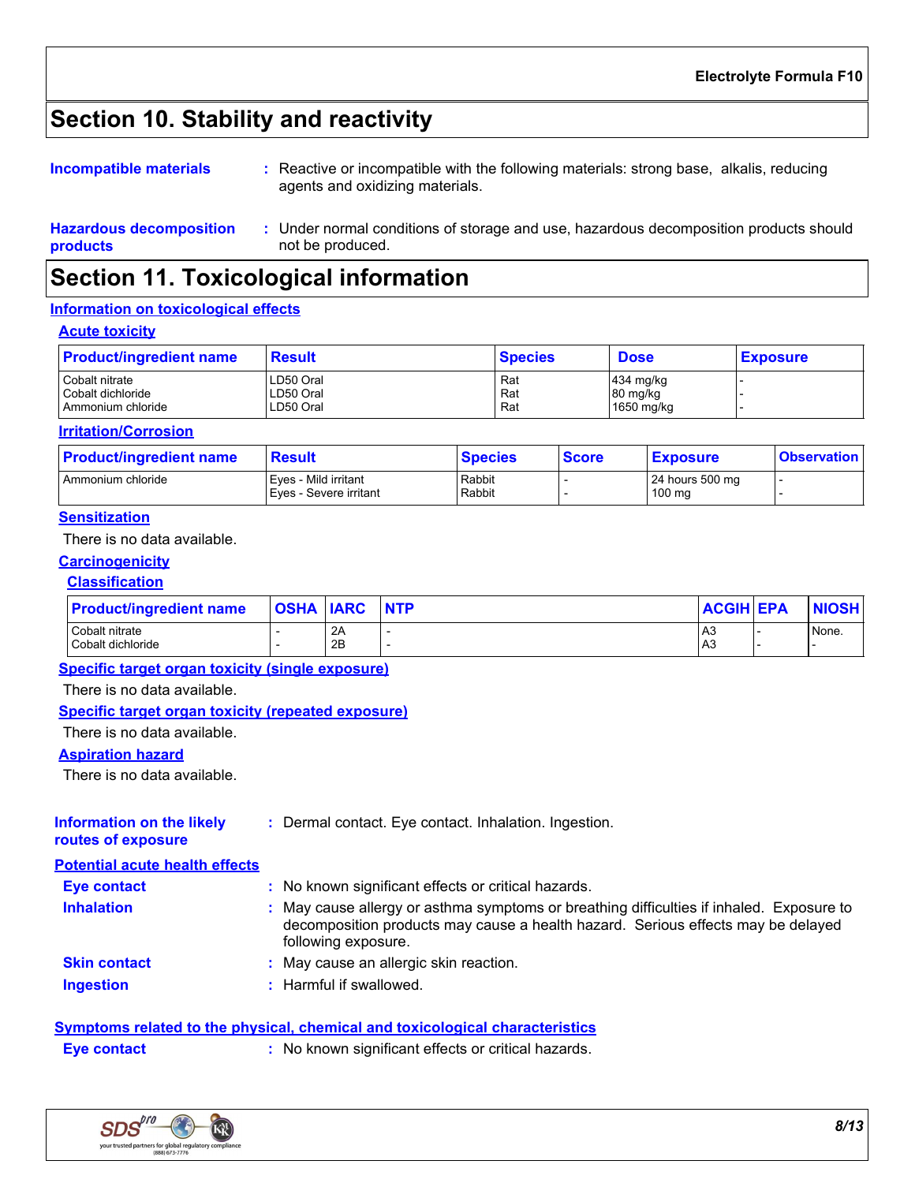# Section 10. Stability and reactivity

**Incompatible materials** : Reactive or incompatible with the following materials: strong base, alkalis, reducing agents and oxidizing materials.

**Hazardous decomposition products** : Under normal conditions of storage and use, hazardous decomposition products should not be produced.

# Section 11. Toxicological information

## Information on toxicological effects

### Acute toxicity

| Product/ingredient name | Result | Species | Dose | Exposure |
|---|---|---|---|---|
| Cobalt nitrate | LD50 Oral | Rat | 434 mg/kg | - |
| Cobalt dichloride | LD50 Oral | Rat | 80 mg/kg | - |
| Ammonium chloride | LD50 Oral | Rat | 1650 mg/kg | - |

### Irritation/Corrosion

| Product/ingredient name | Result | Species | Score | Exposure | Observation |
|---|---|---|---|---|---|
| Ammonium chloride | Eyes - Mild irritant | Rabbit | - | 24 hours 500 mg | - |
| | Eyes - Severe irritant | Rabbit | - | 100 mg | - |

### Sensitization

There is no data available.

### Carcinogenicity

#### Classification

| Product/ingredient name | OSHA | IARC | NTP | ACGIH | EPA | NIOSH |
|---|---|---|---|---|---|---|
| Cobalt nitrate | - | 2A | - | A3 | - | None. |
| Cobalt dichloride | - | 2B | - | A3 | - | - |

### Specific target organ toxicity (single exposure)

There is no data available.

### Specific target organ toxicity (repeated exposure)

There is no data available.

### Aspiration hazard

There is no data available.

**Information on the likely routes of exposure** : Dermal contact. Eye contact. Inhalation. Ingestion.

### Potential acute health effects

**Eye contact** : No known significant effects or critical hazards.

**Inhalation** : May cause allergy or asthma symptoms or breathing difficulties if inhaled. Exposure to decomposition products may cause a health hazard. Serious effects may be delayed following exposure.

**Skin contact** : May cause an allergic skin reaction.

**Ingestion** : Harmful if swallowed.

### Symptoms related to the physical, chemical and toxicological characteristics

**Eye contact** : No known significant effects or critical hazards.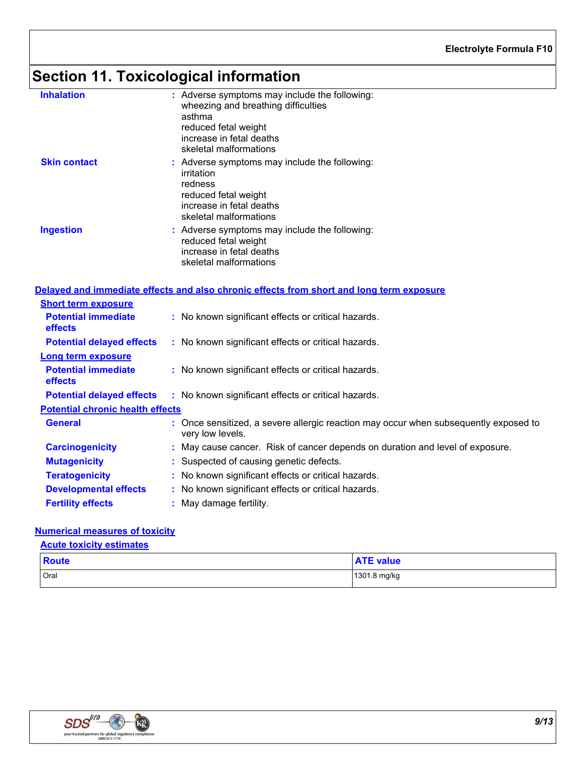# Section 11. Toxicological information

**Inhalation** : Adverse symptoms may include the following:
wheezing and breathing difficulties
asthma
reduced fetal weight
increase in fetal deaths
skeletal malformations

**Skin contact** : Adverse symptoms may include the following:
irritation
redness
reduced fetal weight
increase in fetal deaths
skeletal malformations

**Ingestion** : Adverse symptoms may include the following:
reduced fetal weight
increase in fetal deaths
skeletal malformations

## Delayed and immediate effects and also chronic effects from short and long term exposure

### Short term exposure

**Potential immediate effects** : No known significant effects or critical hazards.

**Potential delayed effects** : No known significant effects or critical hazards.

### Long term exposure

**Potential immediate effects** : No known significant effects or critical hazards.

**Potential delayed effects** : No known significant effects or critical hazards.

### Potential chronic health effects

**General** : Once sensitized, a severe allergic reaction may occur when subsequently exposed to very low levels.

**Carcinogenicity** : May cause cancer. Risk of cancer depends on duration and level of exposure.

**Mutagenicity** : Suspected of causing genetic defects.

**Teratogenicity** : No known significant effects or critical hazards.

**Developmental effects** : No known significant effects or critical hazards.

**Fertility effects** : May damage fertility.

## Numerical measures of toxicity

### Acute toxicity estimates

| Route | ATE value |
|---|---|
| Oral | 1301.8 mg/kg |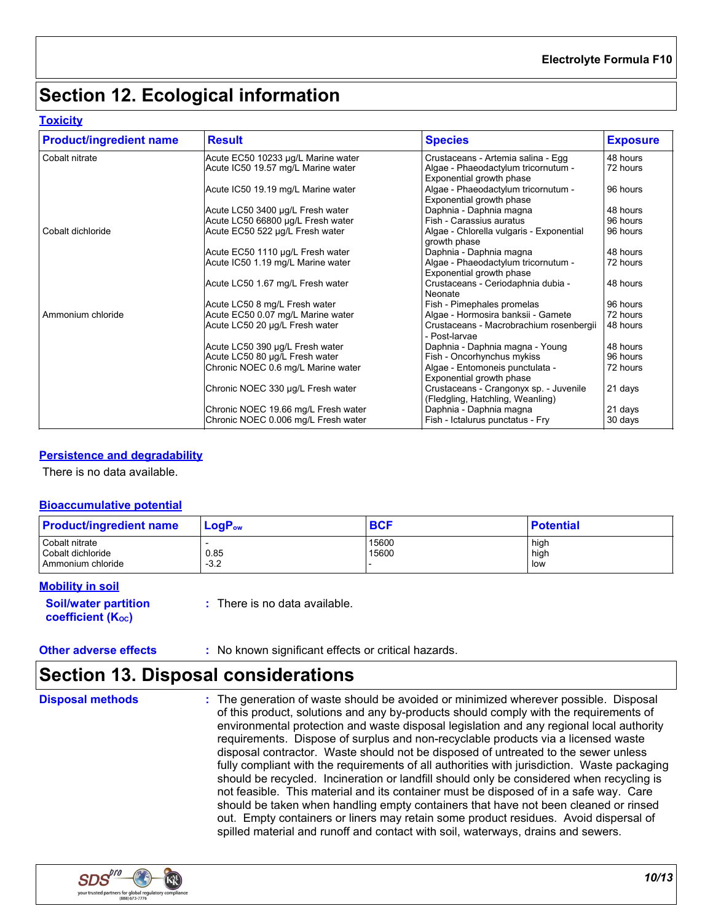# Section 12. Ecological information

### Toxicity

| Product/ingredient name | Result | Species | Exposure |
|---|---|---|---|
| Cobalt nitrate | Acute EC50 10233 µg/L Marine water | Crustaceans - Artemia salina - Egg | 48 hours |
| | Acute IC50 19.57 mg/L Marine water | Algae - Phaeodactylum tricornutum - Exponential growth phase | 72 hours |
| | Acute IC50 19.19 mg/L Marine water | Algae - Phaeodactylum tricornutum - Exponential growth phase | 96 hours |
| | Acute LC50 3400 µg/L Fresh water | Daphnia - Daphnia magna | 48 hours |
| | Acute LC50 66800 µg/L Fresh water | Fish - Carassius auratus | 96 hours |
| Cobalt dichloride | Acute EC50 522 µg/L Fresh water | Algae - Chlorella vulgaris - Exponential growth phase | 96 hours |
| | Acute EC50 1110 µg/L Fresh water | Daphnia - Daphnia magna | 48 hours |
| | Acute IC50 1.19 mg/L Marine water | Algae - Phaeodactylum tricornutum - Exponential growth phase | 72 hours |
| | Acute LC50 1.67 mg/L Fresh water | Crustaceans - Ceriodaphnia dubia - Neonate | 48 hours |
| | Acute LC50 8 mg/L Fresh water | Fish - Pimephales promelas | 96 hours |
| Ammonium chloride | Acute EC50 0.07 mg/L Marine water | Algae - Hormosira banksii - Gamete | 72 hours |
| | Acute LC50 20 µg/L Fresh water | Crustaceans - Macrobrachium rosenbergii - Post-larvae | 48 hours |
| | Acute LC50 390 µg/L Fresh water | Daphnia - Daphnia magna - Young | 48 hours |
| | Acute LC50 80 µg/L Fresh water | Fish - Oncorhynchus mykiss | 96 hours |
| | Chronic NOEC 0.6 mg/L Marine water | Algae - Entomoneis punctulata - Exponential growth phase | 72 hours |
| | Chronic NOEC 330 µg/L Fresh water | Crustaceans - Crangonyx sp. - Juvenile (Fledgling, Hatchling, Weanling) | 21 days |
| | Chronic NOEC 19.66 mg/L Fresh water | Daphnia - Daphnia magna | 21 days |
| | Chronic NOEC 0.006 mg/L Fresh water | Fish - Ictalurus punctatus - Fry | 30 days |

### Persistence and degradability

There is no data available.

### Bioaccumulative potential

| Product/ingredient name | $LogP_{ow}$ | BCF | Potential |
|---|---|---|---|
| Cobalt nitrate | - | 15600 | high |
| Cobalt dichloride | 0.85 | 15600 | high |
| Ammonium chloride | -3.2 | - | low |

### Mobility in soil

**Soil/water partition coefficient ($K_{OC}$)** : There is no data available.

**Other adverse effects** : No known significant effects or critical hazards.

# Section 13. Disposal considerations

**Disposal methods** : The generation of waste should be avoided or minimized wherever possible. Disposal of this product, solutions and any by-products should comply with the requirements of environmental protection and waste disposal legislation and any regional local authority requirements. Dispose of surplus and non-recyclable products via a licensed waste disposal contractor. Waste should not be disposed of untreated to the sewer unless fully compliant with the requirements of all authorities with jurisdiction. Waste packaging should be recycled. Incineration or landfill should only be considered when recycling is not feasible. This material and its container must be disposed of in a safe way. Care should be taken when handling empty containers that have not been cleaned or rinsed out. Empty containers or liners may retain some product residues. Avoid dispersal of spilled material and runoff and contact with soil, waterways, drains and sewers.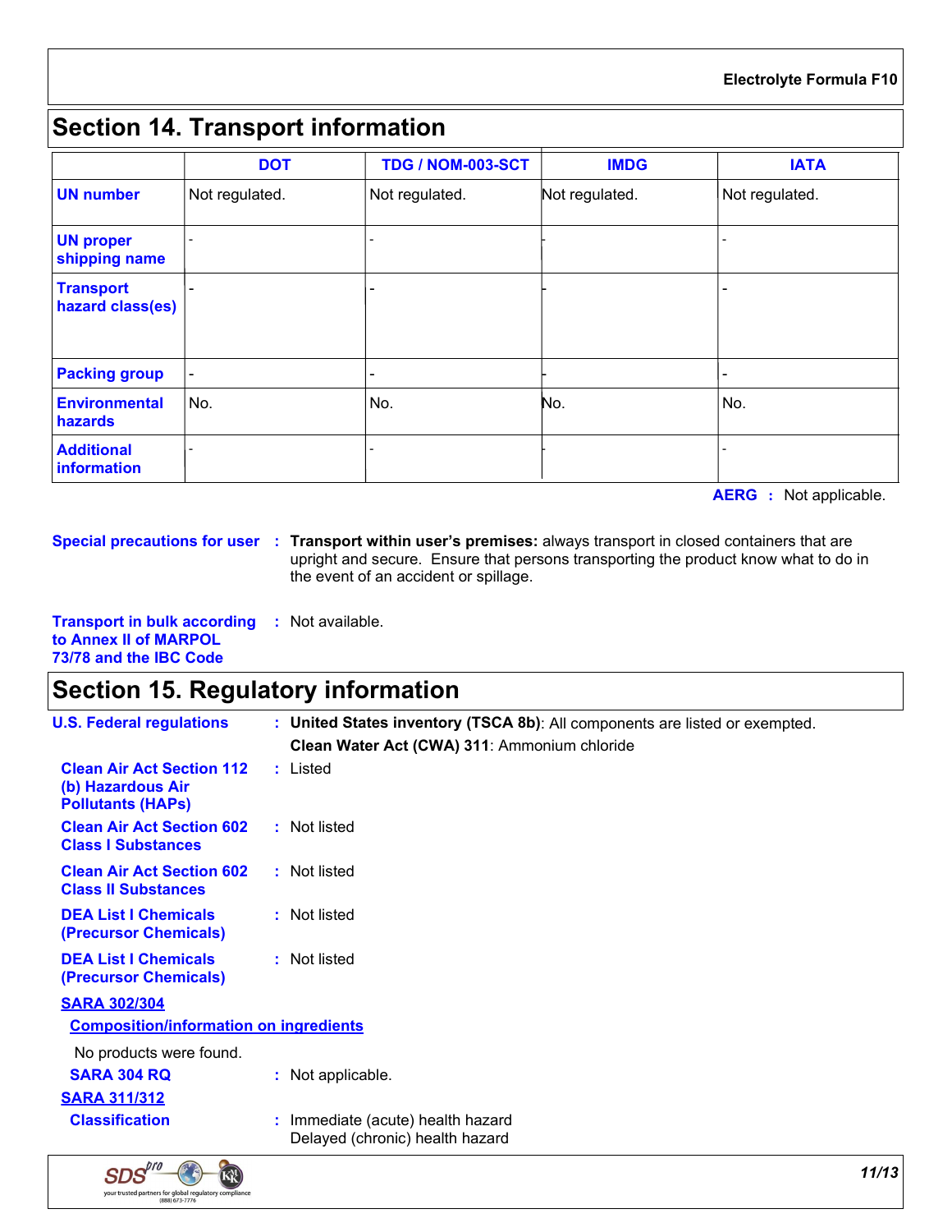## Section 14. Transport information

| | DOT | TDG / NOM-003-SCT | IMDG | IATA |
|---|---|---|---|---|
| **UN number** | Not regulated. | Not regulated. | Not regulated. | Not regulated. |
| **UN proper shipping name** | - | - | - | - |
| **Transport hazard class(es)** | - | - | - | - |
| **Packing group** | - | - | - | - |
| **Environmental hazards** | No. | No. | No. | No. |
| **Additional information** | - | - | - | - |

**AERG** : Not applicable.

**Special precautions for user** : **Transport within user's premises:** always transport in closed containers that are upright and secure. Ensure that persons transporting the product know what to do in the event of an accident or spillage.

**Transport in bulk according to Annex II of MARPOL 73/78 and the IBC Code** : Not available.

## Section 15. Regulatory information

**U.S. Federal regulations** : **United States inventory (TSCA 8b)**: All components are listed or exempted.
**Clean Water Act (CWA) 311**: Ammonium chloride

**Clean Air Act Section 112 (b) Hazardous Air Pollutants (HAPs)** : Listed

**Clean Air Act Section 602 Class I Substances** : Not listed

**Clean Air Act Section 602 Class II Substances** : Not listed

**DEA List I Chemicals (Precursor Chemicals)** : Not listed

**DEA List I Chemicals (Precursor Chemicals)** : Not listed

**SARA 302/304**

**Composition/information on ingredients**

No products were found.

**SARA 304 RQ** : Not applicable.

**SARA 311/312**

**Classification** : Immediate (acute) health hazard
Delayed (chronic) health hazard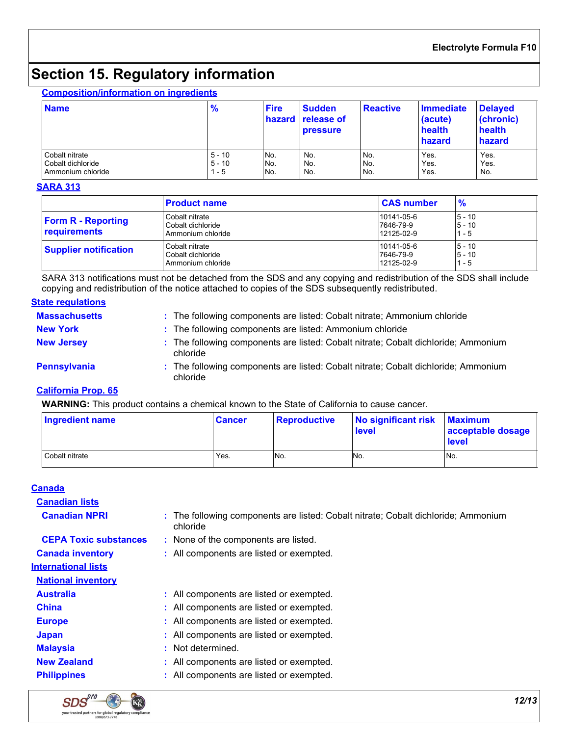# Section 15. Regulatory information

### Composition/information on ingredients

| Name | % | Fire hazard | Sudden release of pressure | Reactive | Immediate (acute) health hazard | Delayed (chronic) health hazard |
|---|---|---|---|---|---|---|
| Cobalt nitrate | 5 - 10 | No. | No. | No. | Yes. | Yes. |
| Cobalt dichloride | 5 - 10 | No. | No. | No. | Yes. | Yes. |
| Ammonium chloride | 1 - 5 | No. | No. | No. | Yes. | No. |

### SARA 313

| | Product name | CAS number | % |
|---|---|---|---|
| **Form R - Reporting requirements** | Cobalt nitrate<br>Cobalt dichloride<br>Ammonium chloride | 10141-05-6<br>7646-79-9<br>12125-02-9 | 5 - 10<br>5 - 10<br>1 - 5 |
| **Supplier notification** | Cobalt nitrate<br>Cobalt dichloride<br>Ammonium chloride | 10141-05-6<br>7646-79-9<br>12125-02-9 | 5 - 10<br>5 - 10<br>1 - 5 |

SARA 313 notifications must not be detached from the SDS and any copying and redistribution of the SDS shall include copying and redistribution of the notice attached to copies of the SDS subsequently redistributed.

### State regulations

**Massachusetts** : The following components are listed: Cobalt nitrate; Ammonium chloride

**New York** : The following components are listed: Ammonium chloride

**New Jersey** : The following components are listed: Cobalt nitrate; Cobalt dichloride; Ammonium chloride

**Pennsylvania** : The following components are listed: Cobalt nitrate; Cobalt dichloride; Ammonium chloride

### California Prop. 65

**WARNING:** This product contains a chemical known to the State of California to cause cancer.

| Ingredient name | Cancer | Reproductive | No significant risk level | Maximum acceptable dosage level |
|---|---|---|---|---|
| Cobalt nitrate | Yes. | No. | No. | No. |

### Canada

#### Canadian lists

**Canadian NPRI** : The following components are listed: Cobalt nitrate; Cobalt dichloride; Ammonium chloride

**CEPA Toxic substances** : None of the components are listed.

**Canada inventory** : All components are listed or exempted.

### International lists

#### National inventory

**Australia** : All components are listed or exempted.

**China** : All components are listed or exempted.

**Europe** : All components are listed or exempted.

**Japan** : All components are listed or exempted.

**Malaysia** : Not determined.

**New Zealand** : All components are listed or exempted.

**Philippines** : All components are listed or exempted.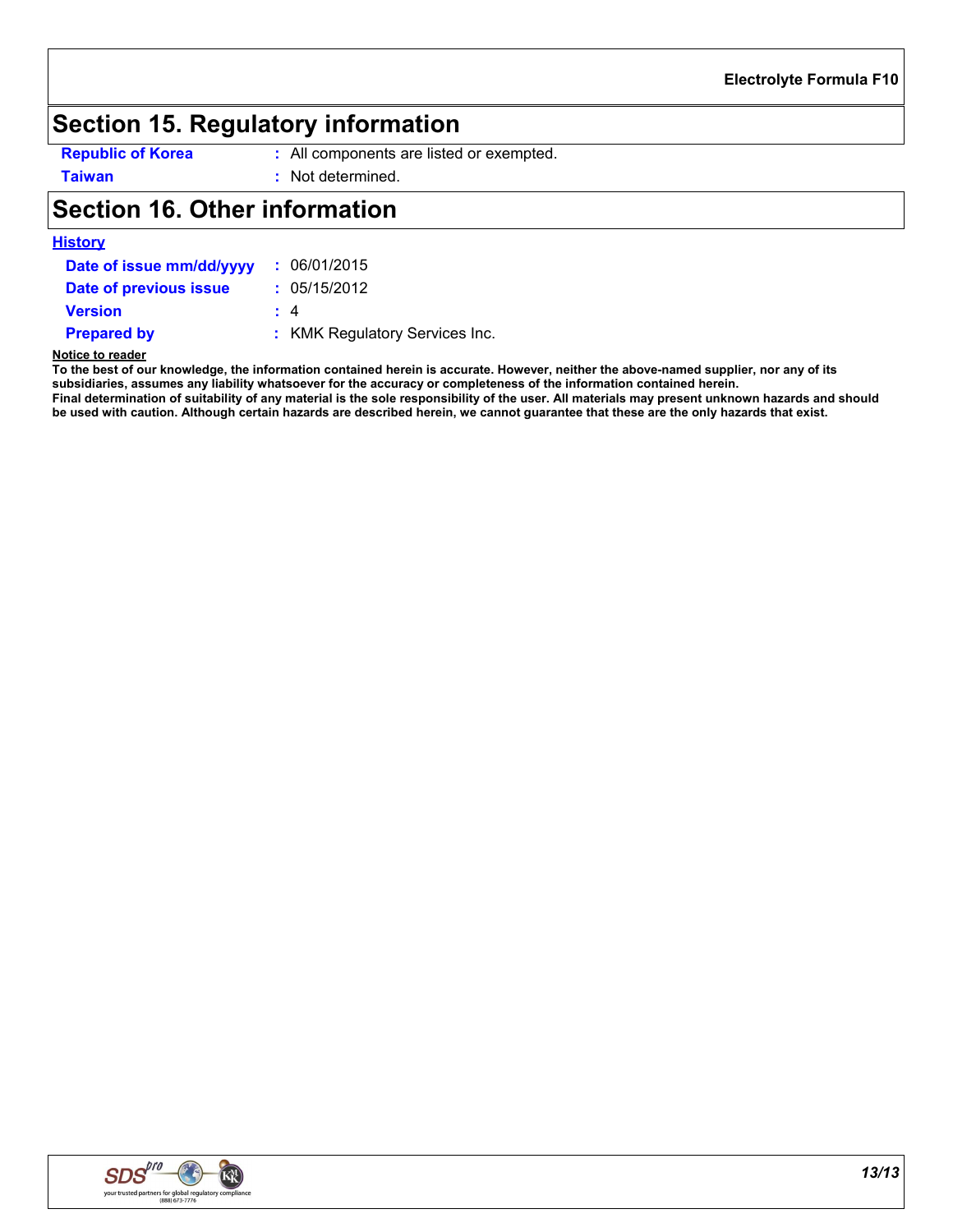## Section 15. Regulatory information

**Republic of Korea** : All components are listed or exempted.

**Taiwan** : Not determined.

## Section 16. Other information

**History**

| | |
|---|---|
| **Date of issue mm/dd/yyyy** | : 06/01/2015 |
| **Date of previous issue** | : 05/15/2012 |
| **Version** | : 4 |
| **Prepared by** | : KMK Regulatory Services Inc. |

**Notice to reader**

**To the best of our knowledge, the information contained herein is accurate. However, neither the above-named supplier, nor any of its subsidiaries, assumes any liability whatsoever for the accuracy or completeness of the information contained herein.**
**Final determination of suitability of any material is the sole responsibility of the user. All materials may present unknown hazards and should be used with caution. Although certain hazards are described herein, we cannot guarantee that these are the only hazards that exist.**